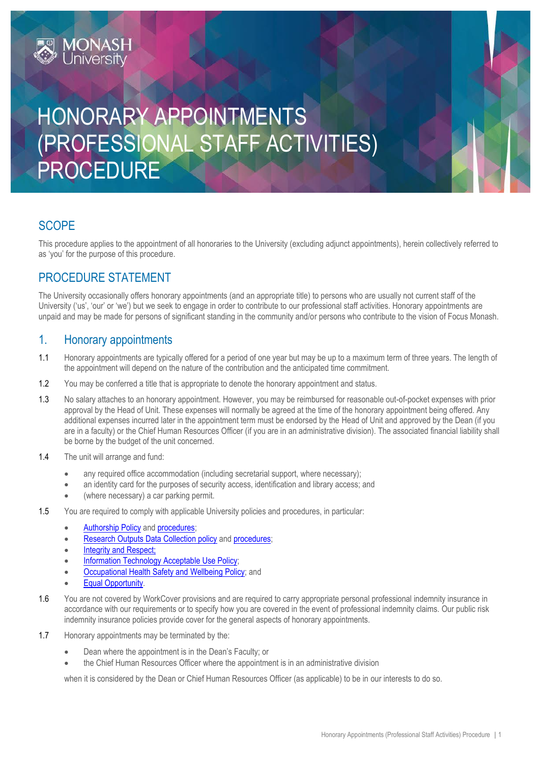# HONORARY APPOINTMENTS (PROFESSIONAL STAFF ACTIVITIES) PROCEDURE

## SCOPE

This procedure applies to the appointment of all honoraries to the University (excluding adjunct appointments), herein collectively referred to as 'you' for the purpose of this procedure.

## PROCEDURE STATEMENT

The University occasionally offers honorary appointments (and an appropriate title) to persons who are usually not current staff of the University ('us', 'our' or 'we') but we seek to engage in order to contribute to our professional staff activities. Honorary appointments are unpaid and may be made for persons of significant standing in the community and/or persons who contribute to the vision of Focus Monash.

## 1. Honorary appointments

1.1 Honorary appointments are typically offered for a period of one year but may be up to a maximum term of three years. The length of the appointment will depend on the nature of the contribution and the anticipated time commitment.

1.2 You may be conferred a title that is appropriate to denote the honorary appointment and status.

1.3 No salary attaches to an honorary appointment. However, you may be reimbursed for reasonable out-of-pocket expenses with prior approval by the Head of Unit. These expenses will normally be agreed at the time of the honorary appointment being offered. Any additional expenses incurred later in the appointment term must be endorsed by the Head of Unit and approved by the Dean (if you are in a faculty) or the Chief Human Resources Officer (if you are in an administrative division). The associated financial liability shall be borne by the budget of the unit concerned.

1.4 The unit will arrange and fund:

- any required office accommodation (including secretarial support, where necessary);
- an identity card for the purposes of security access, identification and library access; and
- (where necessary) a car parking permit.

1.5 You are required to comply with applicable University policies and procedures, in particular:

- Authorship Policy and procedures;
- Research Outputs Data Collection policy and procedures;
- Integrity and Respect;
- Information Technology Acceptable Use Policy;
- Occupational Health Safety and Wellbeing Policy; and
- Equal Opportunity.

1.6 You are not covered by WorkCover provisions and are required to carry appropriate personal professional indemnity insurance in accordance with our requirements or to specify how you are covered in the event of professional indemnity claims. Our public risk indemnity insurance policies provide cover for the general aspects of honorary appointments.

1.7 Honorary appointments may be terminated by the:

- Dean where the appointment is in the Dean's Faculty; or
- the Chief Human Resources Officer where the appointment is in an administrative division

when it is considered by the Dean or Chief Human Resources Officer (as applicable) to be in our interests to do so.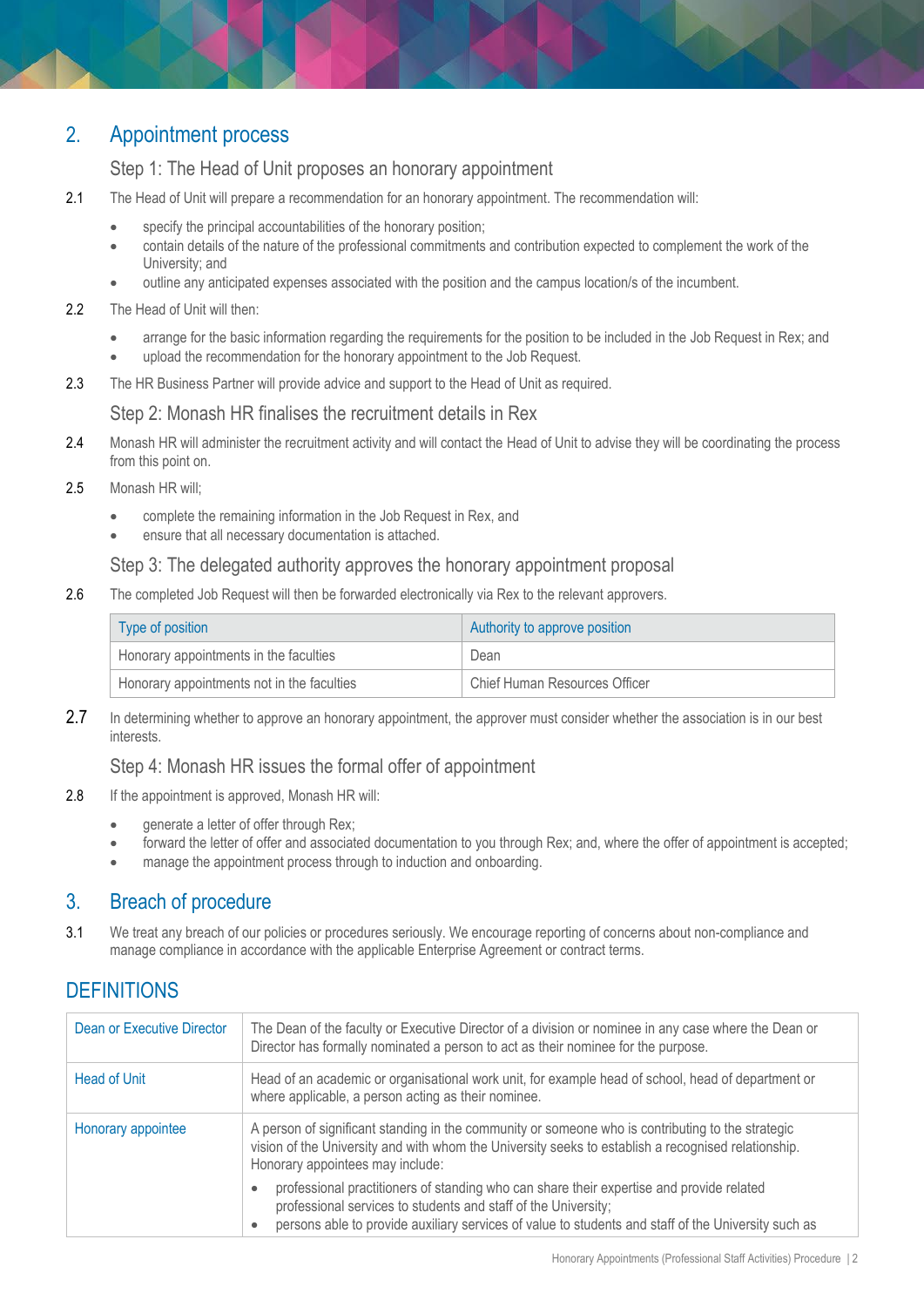## 2. Appointment process

### Step 1: The Head of Unit proposes an honorary appointment

2.1 The Head of Unit will prepare a recommendation for an honorary appointment. The recommendation will:

- specify the principal accountabilities of the honorary position;
- contain details of the nature of the professional commitments and contribution expected to complement the work of the University; and
- outline any anticipated expenses associated with the position and the campus location/s of the incumbent.

2.2 The Head of Unit will then:

- arrange for the basic information regarding the requirements for the position to be included in the Job Request in Rex; and
- upload the recommendation for the honorary appointment to the Job Request.

2.3 The HR Business Partner will provide advice and support to the Head of Unit as required.

### Step 2: Monash HR finalises the recruitment details in Rex

2.4 Monash HR will administer the recruitment activity and will contact the Head of Unit to advise they will be coordinating the process from this point on.

2.5 Monash HR will;

- complete the remaining information in the Job Request in Rex, and
- ensure that all necessary documentation is attached.

### Step 3: The delegated authority approves the honorary appointment proposal

2.6 The completed Job Request will then be forwarded electronically via Rex to the relevant approvers.

| Type of position | Authority to approve position |
|---|---|
| Honorary appointments in the faculties | Dean |
| Honorary appointments not in the faculties | Chief Human Resources Officer |

2.7 In determining whether to approve an honorary appointment, the approver must consider whether the association is in our best interests.

### Step 4: Monash HR issues the formal offer of appointment

2.8 If the appointment is approved, Monash HR will:

- generate a letter of offer through Rex;
- forward the letter of offer and associated documentation to you through Rex; and, where the offer of appointment is accepted;
- manage the appointment process through to induction and onboarding.

## 3. Breach of procedure

3.1 We treat any breach of our policies or procedures seriously. We encourage reporting of concerns about non-compliance and manage compliance in accordance with the applicable Enterprise Agreement or contract terms.

## DEFINITIONS

| | |
|---|---|
| Dean or Executive Director | The Dean of the faculty or Executive Director of a division or nominee in any case where the Dean or Director has formally nominated a person to act as their nominee for the purpose. |
| Head of Unit | Head of an academic or organisational work unit, for example head of school, head of department or where applicable, a person acting as their nominee. |
| Honorary appointee | A person of significant standing in the community or someone who is contributing to the strategic vision of the University and with whom the University seeks to establish a recognised relationship. Honorary appointees may include:<br>• professional practitioners of standing who can share their expertise and provide related professional services to students and staff of the University;<br>• persons able to provide auxiliary services of value to students and staff of the University such as |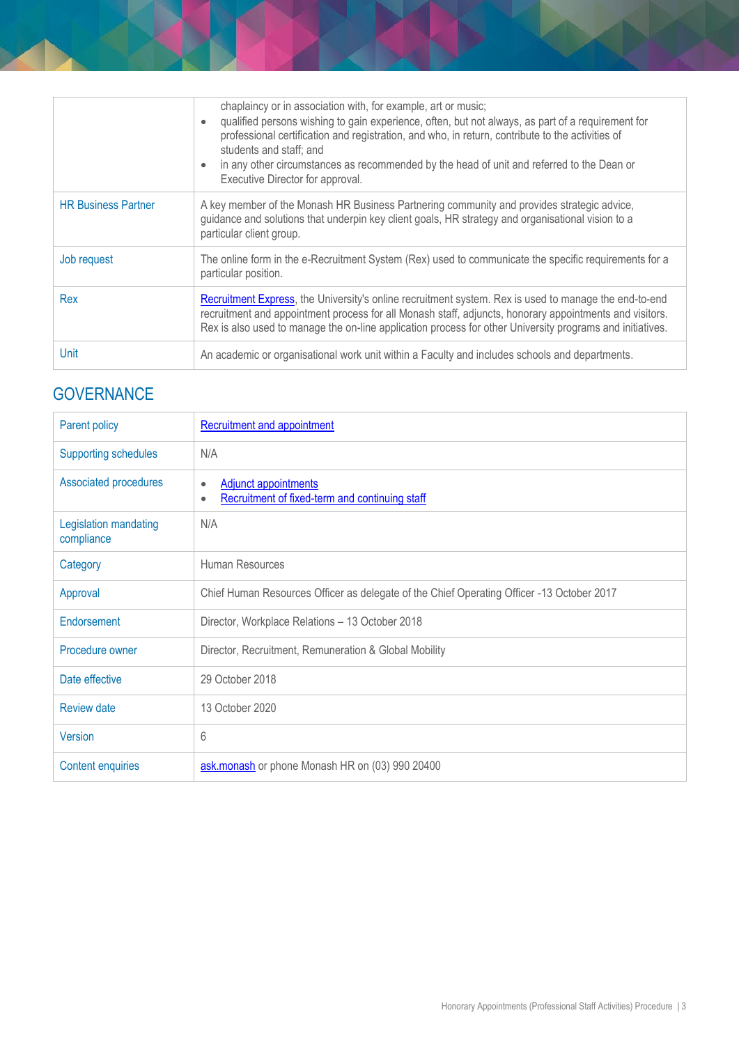| | |
|---|---|
| | chaplaincy or in association with, for example, art or music;<br>• qualified persons wishing to gain experience, often, but not always, as part of a requirement for professional certification and registration, and who, in return, contribute to the activities of students and staff; and<br>• in any other circumstances as recommended by the head of unit and referred to the Dean or Executive Director for approval. |
| HR Business Partner | A key member of the Monash HR Business Partnering community and provides strategic advice, guidance and solutions that underpin key client goals, HR strategy and organisational vision to a particular client group. |
| Job request | The online form in the e-Recruitment System (Rex) used to communicate the specific requirements for a particular position. |
| Rex | Recruitment Express, the University's online recruitment system. Rex is used to manage the end-to-end recruitment and appointment process for all Monash staff, adjuncts, honorary appointments and visitors. Rex is also used to manage the on-line application process for other University programs and initiatives. |
| Unit | An academic or organisational work unit within a Faculty and includes schools and departments. |

## GOVERNANCE

| | |
|---|---|
| Parent policy | Recruitment and appointment |
| Supporting schedules | N/A |
| Associated procedures | • Adjunct appointments<br>• Recruitment of fixed-term and continuing staff |
| Legislation mandating compliance | N/A |
| Category | Human Resources |
| Approval | Chief Human Resources Officer as delegate of the Chief Operating Officer -13 October 2017 |
| Endorsement | Director, Workplace Relations – 13 October 2018 |
| Procedure owner | Director, Recruitment, Remuneration & Global Mobility |
| Date effective | 29 October 2018 |
| Review date | 13 October 2020 |
| Version | 6 |
| Content enquiries | ask.monash or phone Monash HR on (03) 990 20400 |